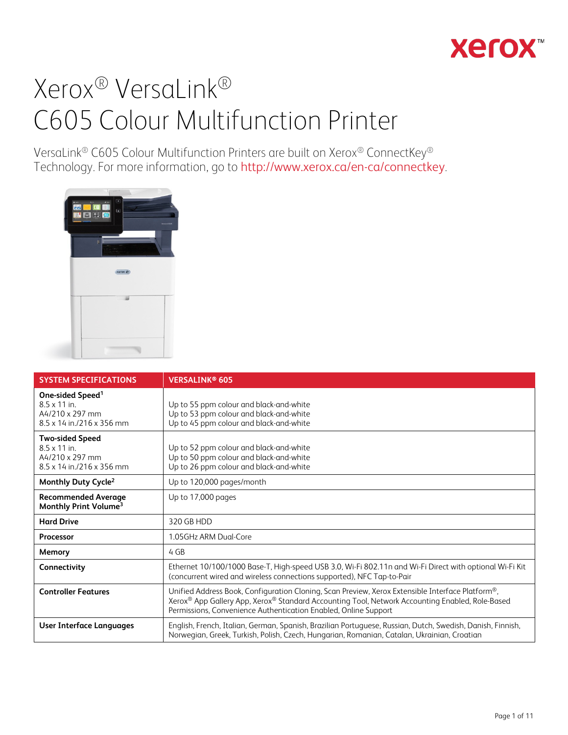# Xerox® VersaLink® C605 Colour Multifunction Printer

VersaLink® C605 Colour Multifunction Printers are built on Xerox® ConnectKey® Technology. For more information, go to http://www.xerox.ca/en-ca/connectkey.

| SYSTEM SPECIFICATIONS | VERSALINK® 605 |
|---|---|
| **One-sided Speed**[1]<br>8.5 x 11 in.<br>A4/210 x 297 mm<br>8.5 x 14 in./216 x 356 mm | <br>Up to 55 ppm colour and black-and-white<br>Up to 53 ppm colour and black-and-white<br>Up to 45 ppm colour and black-and-white |
| **Two-sided Speed**<br>8.5 x 11 in.<br>A4/210 x 297 mm<br>8.5 x 14 in./216 x 356 mm | <br>Up to 52 ppm colour and black-and-white<br>Up to 50 ppm colour and black-and-white<br>Up to 26 ppm colour and black-and-white |
| **Monthly Duty Cycle**[2] | Up to 120,000 pages/month |
| **Recommended Average Monthly Print Volume**[3] | Up to 17,000 pages |
| **Hard Drive** | 320 GB HDD |
| **Processor** | 1.05GHz ARM Dual-Core |
| **Memory** | 4 GB |
| **Connectivity** | Ethernet 10/100/1000 Base-T, High-speed USB 3.0, Wi-Fi 802.11n and Wi-Fi Direct with optional Wi-Fi Kit (concurrent wired and wireless connections supported), NFC Tap-to-Pair |
| **Controller Features** | Unified Address Book, Configuration Cloning, Scan Preview, Xerox Extensible Interface Platform®, Xerox® App Gallery App, Xerox® Standard Accounting Tool, Network Accounting Enabled, Role-Based Permissions, Convenience Authentication Enabled, Online Support |
| **User Interface Languages** | English, French, Italian, German, Spanish, Brazilian Portuguese, Russian, Dutch, Swedish, Danish, Finnish, Norwegian, Greek, Turkish, Polish, Czech, Hungarian, Romanian, Catalan, Ukrainian, Croatian |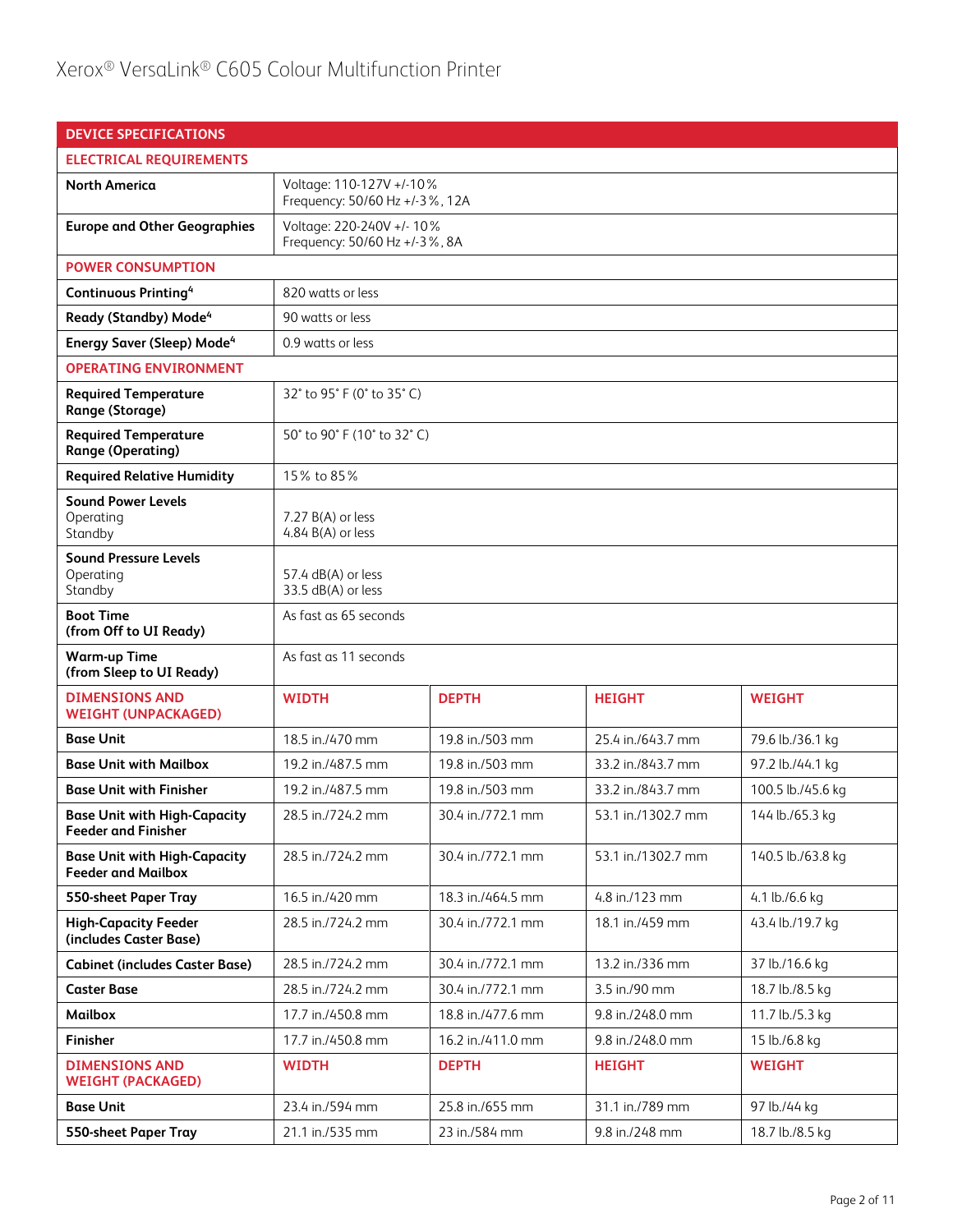# Xerox® VersaLink® C605 Colour Multifunction Printer

| DEVICE SPECIFICATIONS | | | | |
|---|---|---|---|---|
| **ELECTRICAL REQUIREMENTS** | | | | |
| **North America** | Voltage: 110-127V +/-10%<br>Frequency: 50/60 Hz +/-3%, 12A | | | |
| **Europe and Other Geographies** | Voltage: 220-240V +/- 10%<br>Frequency: 50/60 Hz +/-3%, 8A | | | |
| **POWER CONSUMPTION** | | | | |
| **Continuous Printing**[4] | 820 watts or less | | | |
| **Ready (Standby) Mode**[4] | 90 watts or less | | | |
| **Energy Saver (Sleep) Mode**[4] | 0.9 watts or less | | | |
| **OPERATING ENVIRONMENT** | | | | |
| **Required Temperature Range (Storage)** | 32° to 95° F (0° to 35° C) | | | |
| **Required Temperature Range (Operating)** | 50° to 90° F (10° to 32° C) | | | |
| **Required Relative Humidity** | 15% to 85% | | | |
| **Sound Power Levels**<br>Operating<br>Standby | 7.27 B(A) or less<br>4.84 B(A) or less | | | |
| **Sound Pressure Levels**<br>Operating<br>Standby | 57.4 dB(A) or less<br>33.5 dB(A) or less | | | |
| **Boot Time (from Off to UI Ready)** | As fast as 65 seconds | | | |
| **Warm-up Time (from Sleep to UI Ready)** | As fast as 11 seconds | | | |
| **DIMENSIONS AND WEIGHT (UNPACKAGED)** | **WIDTH** | **DEPTH** | **HEIGHT** | **WEIGHT** |
| **Base Unit** | 18.5 in./470 mm | 19.8 in./503 mm | 25.4 in./643.7 mm | 79.6 lb./36.1 kg |
| **Base Unit with Mailbox** | 19.2 in./487.5 mm | 19.8 in./503 mm | 33.2 in./843.7 mm | 97.2 lb./44.1 kg |
| **Base Unit with Finisher** | 19.2 in./487.5 mm | 19.8 in./503 mm | 33.2 in./843.7 mm | 100.5 lb./45.6 kg |
| **Base Unit with High-Capacity Feeder and Finisher** | 28.5 in./724.2 mm | 30.4 in./772.1 mm | 53.1 in./1302.7 mm | 144 lb./65.3 kg |
| **Base Unit with High-Capacity Feeder and Mailbox** | 28.5 in./724.2 mm | 30.4 in./772.1 mm | 53.1 in./1302.7 mm | 140.5 lb./63.8 kg |
| **550-sheet Paper Tray** | 16.5 in./420 mm | 18.3 in./464.5 mm | 4.8 in./123 mm | 4.1 lb./6.6 kg |
| **High-Capacity Feeder (includes Caster Base)** | 28.5 in./724.2 mm | 30.4 in./772.1 mm | 18.1 in./459 mm | 43.4 lb./19.7 kg |
| **Cabinet (includes Caster Base)** | 28.5 in./724.2 mm | 30.4 in./772.1 mm | 13.2 in./336 mm | 37 lb./16.6 kg |
| **Caster Base** | 28.5 in./724.2 mm | 30.4 in./772.1 mm | 3.5 in./90 mm | 18.7 lb./8.5 kg |
| **Mailbox** | 17.7 in./450.8 mm | 18.8 in./477.6 mm | 9.8 in./248.0 mm | 11.7 lb./5.3 kg |
| **Finisher** | 17.7 in./450.8 mm | 16.2 in./411.0 mm | 9.8 in./248.0 mm | 15 lb./6.8 kg |
| **DIMENSIONS AND WEIGHT (PACKAGED)** | **WIDTH** | **DEPTH** | **HEIGHT** | **WEIGHT** |
| **Base Unit** | 23.4 in./594 mm | 25.8 in./655 mm | 31.1 in./789 mm | 97 lb./44 kg |
| **550-sheet Paper Tray** | 21.1 in./535 mm | 23 in./584 mm | 9.8 in./248 mm | 18.7 lb./8.5 kg |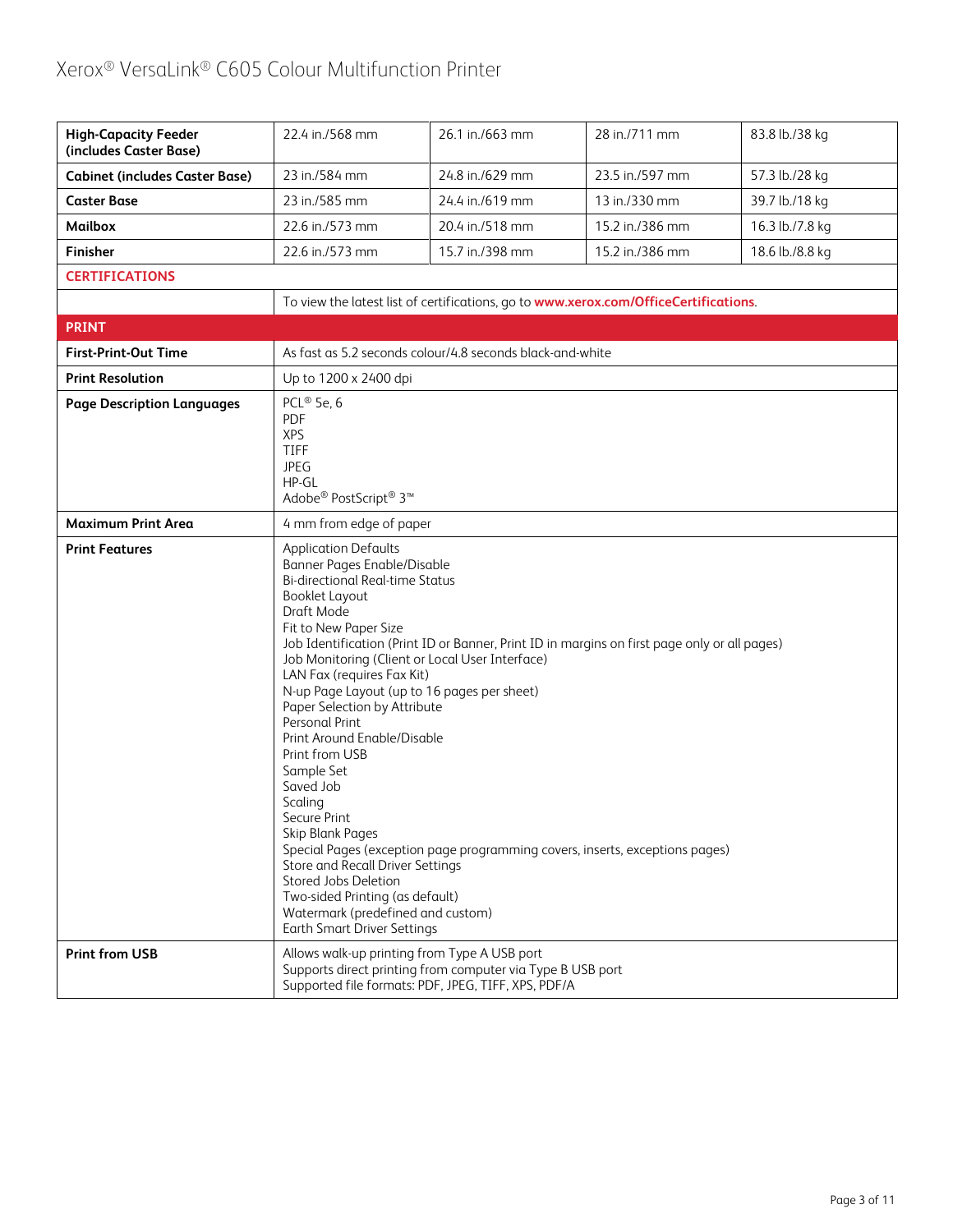| | | | | |
|---|---|---|---|---|
| **High-Capacity Feeder (includes Caster Base)** | 22.4 in./568 mm | 26.1 in./663 mm | 28 in./711 mm | 83.8 lb./38 kg |
| **Cabinet (includes Caster Base)** | 23 in./584 mm | 24.8 in./629 mm | 23.5 in./597 mm | 57.3 lb./28 kg |
| **Caster Base** | 23 in./585 mm | 24.4 in./619 mm | 13 in./330 mm | 39.7 lb./18 kg |
| **Mailbox** | 22.6 in./573 mm | 20.4 in./518 mm | 15.2 in./386 mm | 16.3 lb./7.8 kg |
| **Finisher** | 22.6 in./573 mm | 15.7 in./398 mm | 15.2 in./386 mm | 18.6 lb./8.8 kg |

## CERTIFICATIONS

| | |
|---|---|
| | To view the latest list of certifications, go to **www.xerox.com/OfficeCertifications**. |

## PRINT

| | |
|---|---|
| **First-Print-Out Time** | As fast as 5.2 seconds colour/4.8 seconds black-and-white |
| **Print Resolution** | Up to 1200 x 2400 dpi |
| **Page Description Languages** | PCL® 5e, 6<br>PDF<br>XPS<br>TIFF<br>JPEG<br>HP-GL<br>Adobe® PostScript® 3™ |
| **Maximum Print Area** | 4 mm from edge of paper |
| **Print Features** | Application Defaults<br>Banner Pages Enable/Disable<br>Bi-directional Real-time Status<br>Booklet Layout<br>Draft Mode<br>Fit to New Paper Size<br>Job Identification (Print ID or Banner, Print ID in margins on first page only or all pages)<br>Job Monitoring (Client or Local User Interface)<br>LAN Fax (requires Fax Kit)<br>N-up Page Layout (up to 16 pages per sheet)<br>Paper Selection by Attribute<br>Personal Print<br>Print Around Enable/Disable<br>Print from USB<br>Sample Set<br>Saved Job<br>Scaling<br>Secure Print<br>Skip Blank Pages<br>Special Pages (exception page programming covers, inserts, exceptions pages)<br>Store and Recall Driver Settings<br>Stored Jobs Deletion<br>Two-sided Printing (as default)<br>Watermark (predefined and custom)<br>Earth Smart Driver Settings |
| **Print from USB** | Allows walk-up printing from Type A USB port<br>Supports direct printing from computer via Type B USB port<br>Supported file formats: PDF, JPEG, TIFF, XPS, PDF/A |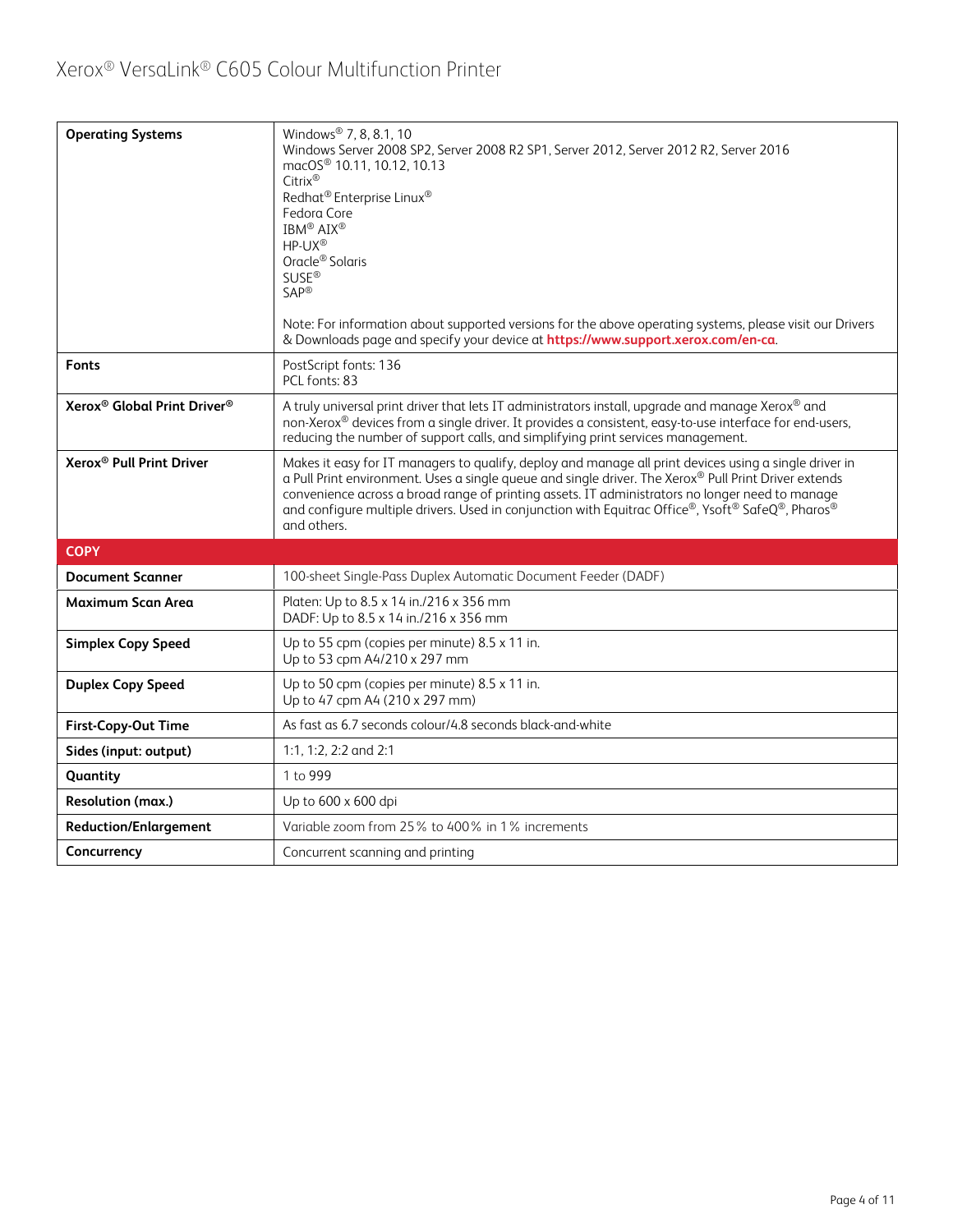| | |
|---|---|
| **Operating Systems** | Windows® 7, 8, 8.1, 10<br>Windows Server 2008 SP2, Server 2008 R2 SP1, Server 2012, Server 2012 R2, Server 2016<br>macOS® 10.11, 10.12, 10.13<br>Citrix®<br>Redhat® Enterprise Linux®<br>Fedora Core<br>IBM® AIX®<br>HP-UX®<br>Oracle® Solaris<br>SUSE®<br>SAP®<br><br>Note: For information about supported versions for the above operating systems, please visit our Drivers & Downloads page and specify your device at **https://www.support.xerox.com/en-ca**. |
| **Fonts** | PostScript fonts: 136<br>PCL fonts: 83 |
| **Xerox® Global Print Driver®** | A truly universal print driver that lets IT administrators install, upgrade and manage Xerox® and non-Xerox® devices from a single driver. It provides a consistent, easy-to-use interface for end-users, reducing the number of support calls, and simplifying print services management. |
| **Xerox® Pull Print Driver** | Makes it easy for IT managers to qualify, deploy and manage all print devices using a single driver in a Pull Print environment. Uses a single queue and single driver. The Xerox® Pull Print Driver extends convenience across a broad range of printing assets. IT administrators no longer need to manage and configure multiple drivers. Used in conjunction with Equitrac Office®, Ysoft® SafeQ®, Pharos® and others. |
| **COPY** | |
| **Document Scanner** | 100-sheet Single-Pass Duplex Automatic Document Feeder (DADF) |
| **Maximum Scan Area** | Platen: Up to 8.5 x 14 in./216 x 356 mm<br>DADF: Up to 8.5 x 14 in./216 x 356 mm |
| **Simplex Copy Speed** | Up to 55 cpm (copies per minute) 8.5 x 11 in.<br>Up to 53 cpm A4/210 x 297 mm |
| **Duplex Copy Speed** | Up to 50 cpm (copies per minute) 8.5 x 11 in.<br>Up to 47 cpm A4 (210 x 297 mm) |
| **First-Copy-Out Time** | As fast as 6.7 seconds colour/4.8 seconds black-and-white |
| **Sides (input: output)** | 1:1, 1:2, 2:2 and 2:1 |
| **Quantity** | 1 to 999 |
| **Resolution (max.)** | Up to 600 x 600 dpi |
| **Reduction/Enlargement** | Variable zoom from 25% to 400% in 1% increments |
| **Concurrency** | Concurrent scanning and printing |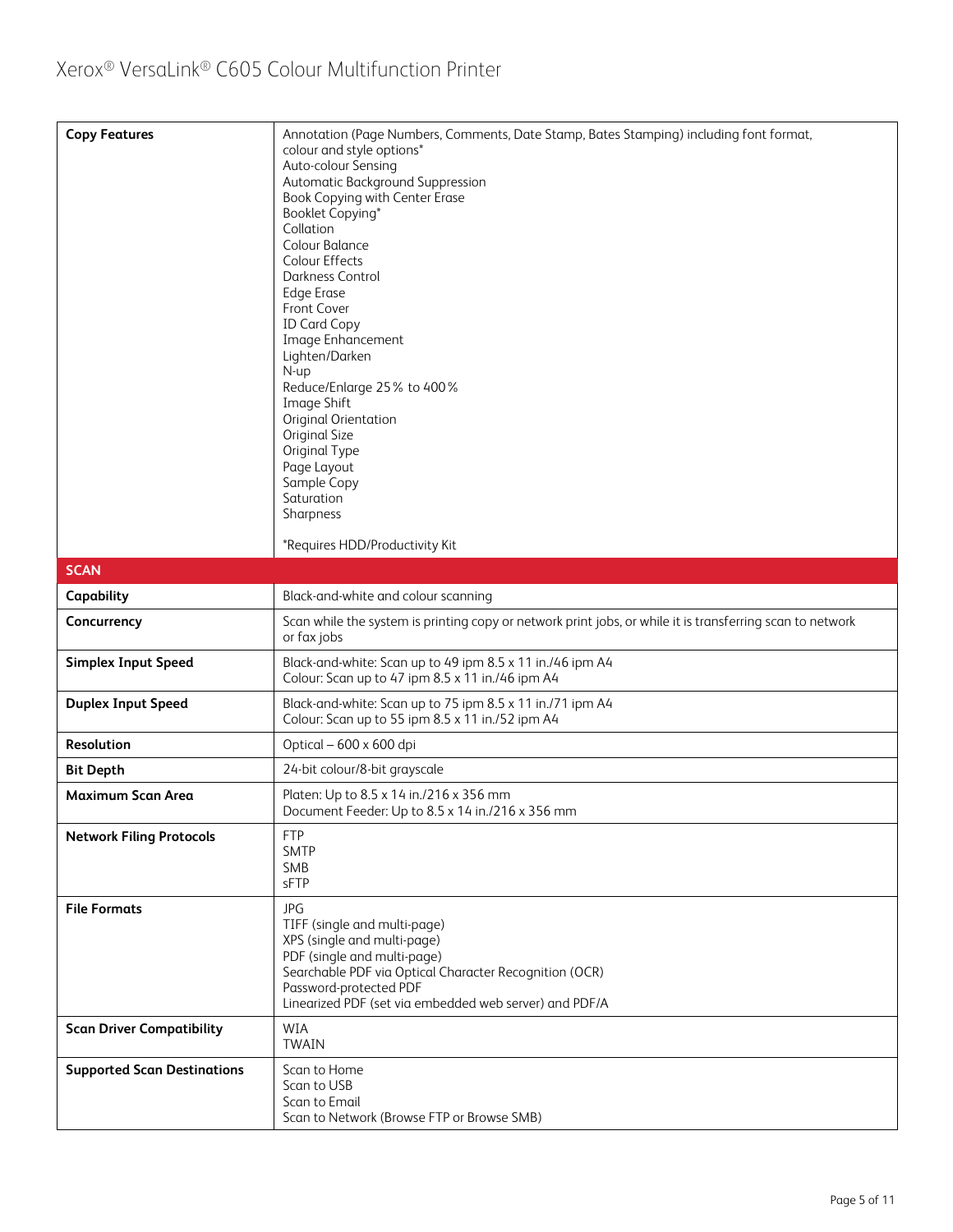| | |
|---|---|
| **Copy Features** | Annotation (Page Numbers, Comments, Date Stamp, Bates Stamping) including font format, colour and style options*<br>Auto-colour Sensing<br>Automatic Background Suppression<br>Book Copying with Center Erase<br>Booklet Copying*<br>Collation<br>Colour Balance<br>Colour Effects<br>Darkness Control<br>Edge Erase<br>Front Cover<br>ID Card Copy<br>Image Enhancement<br>Lighten/Darken<br>N-up<br>Reduce/Enlarge 25% to 400%<br>Image Shift<br>Original Orientation<br>Original Size<br>Original Type<br>Page Layout<br>Sample Copy<br>Saturation<br>Sharpness<br><br>*Requires HDD/Productivity Kit |
| **SCAN** | |
| **Capability** | Black-and-white and colour scanning |
| **Concurrency** | Scan while the system is printing copy or network print jobs, or while it is transferring scan to network or fax jobs |
| **Simplex Input Speed** | Black-and-white: Scan up to 49 ipm 8.5 x 11 in./46 ipm A4<br>Colour: Scan up to 47 ipm 8.5 x 11 in./46 ipm A4 |
| **Duplex Input Speed** | Black-and-white: Scan up to 75 ipm 8.5 x 11 in./71 ipm A4<br>Colour: Scan up to 55 ipm 8.5 x 11 in./52 ipm A4 |
| **Resolution** | Optical – 600 x 600 dpi |
| **Bit Depth** | 24-bit colour/8-bit grayscale |
| **Maximum Scan Area** | Platen: Up to 8.5 x 14 in./216 x 356 mm<br>Document Feeder: Up to 8.5 x 14 in./216 x 356 mm |
| **Network Filing Protocols** | FTP<br>SMTP<br>SMB<br>sFTP |
| **File Formats** | JPG<br>TIFF (single and multi-page)<br>XPS (single and multi-page)<br>PDF (single and multi-page)<br>Searchable PDF via Optical Character Recognition (OCR)<br>Password-protected PDF<br>Linearized PDF (set via embedded web server) and PDF/A |
| **Scan Driver Compatibility** | WIA<br>TWAIN |
| **Supported Scan Destinations** | Scan to Home<br>Scan to USB<br>Scan to Email<br>Scan to Network (Browse FTP or Browse SMB) |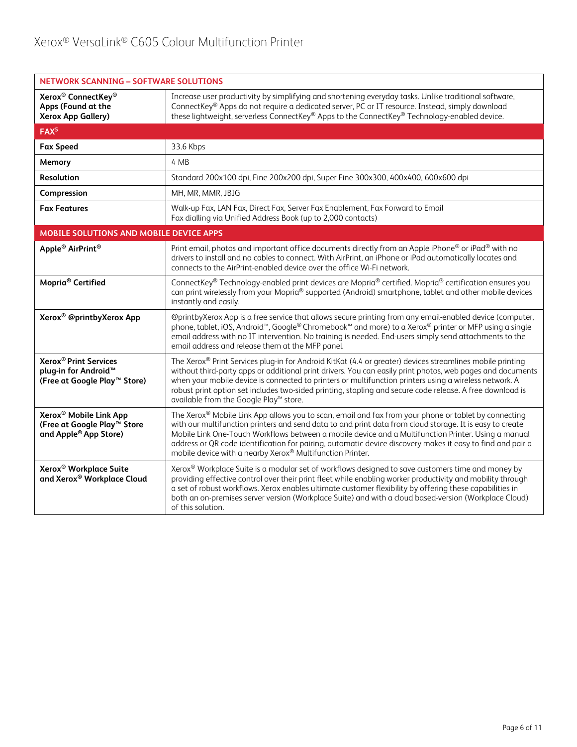| NETWORK SCANNING – SOFTWARE SOLUTIONS | |
|---|---|
| **Xerox® ConnectKey® Apps (Found at the Xerox App Gallery)** | Increase user productivity by simplifying and shortening everyday tasks. Unlike traditional software, ConnectKey® Apps do not require a dedicated server, PC or IT resource. Instead, simply download these lightweight, serverless ConnectKey® Apps to the ConnectKey® Technology-enabled device. |
| **FAX[5]** | |
| **Fax Speed** | 33.6 Kbps |
| **Memory** | 4 MB |
| **Resolution** | Standard 200x100 dpi, Fine 200x200 dpi, Super Fine 300x300, 400x400, 600x600 dpi |
| **Compression** | MH, MR, MMR, JBIG |
| **Fax Features** | Walk-up Fax, LAN Fax, Direct Fax, Server Fax Enablement, Fax Forward to Email<br>Fax dialling via Unified Address Book (up to 2,000 contacts) |
| **MOBILE SOLUTIONS AND MOBILE DEVICE APPS** | |
| **Apple® AirPrint®** | Print email, photos and important office documents directly from an Apple iPhone® or iPad® with no drivers to install and no cables to connect. With AirPrint, an iPhone or iPad automatically locates and connects to the AirPrint-enabled device over the office Wi-Fi network. |
| **Mopria® Certified** | ConnectKey® Technology-enabled print devices are Mopria® certified. Mopria® certification ensures you can print wirelessly from your Mopria® supported (Android) smartphone, tablet and other mobile devices instantly and easily. |
| **Xerox® @printbyXerox App** | @printbyXerox App is a free service that allows secure printing from any email-enabled device (computer, phone, tablet, iOS, Android™, Google® Chromebook™ and more) to a Xerox® printer or MFP using a single email address with no IT intervention. No training is needed. End-users simply send attachments to the email address and release them at the MFP panel. |
| **Xerox® Print Services plug-in for Android™ (Free at Google Play™ Store)** | The Xerox® Print Services plug-in for Android KitKat (4.4 or greater) devices streamlines mobile printing without third-party apps or additional print drivers. You can easily print photos, web pages and documents when your mobile device is connected to printers or multifunction printers using a wireless network. A robust print option set includes two-sided printing, stapling and secure code release. A free download is available from the Google Play™ store. |
| **Xerox® Mobile Link App (Free at Google Play™ Store and Apple® App Store)** | The Xerox® Mobile Link App allows you to scan, email and fax from your phone or tablet by connecting with our multifunction printers and send data to and print data from cloud storage. It is easy to create Mobile Link One-Touch Workflows between a mobile device and a Multifunction Printer. Using a manual address or QR code identification for pairing, automatic device discovery makes it easy to find and pair a mobile device with a nearby Xerox® Multifunction Printer. |
| **Xerox® Workplace Suite and Xerox® Workplace Cloud** | Xerox® Workplace Suite is a modular set of workflows designed to save customers time and money by providing effective control over their print fleet while enabling worker productivity and mobility through a set of robust workflows. Xerox enables ultimate customer flexibility by offering these capabilities in both an on-premises server version (Workplace Suite) and with a cloud based-version (Workplace Cloud) of this solution. |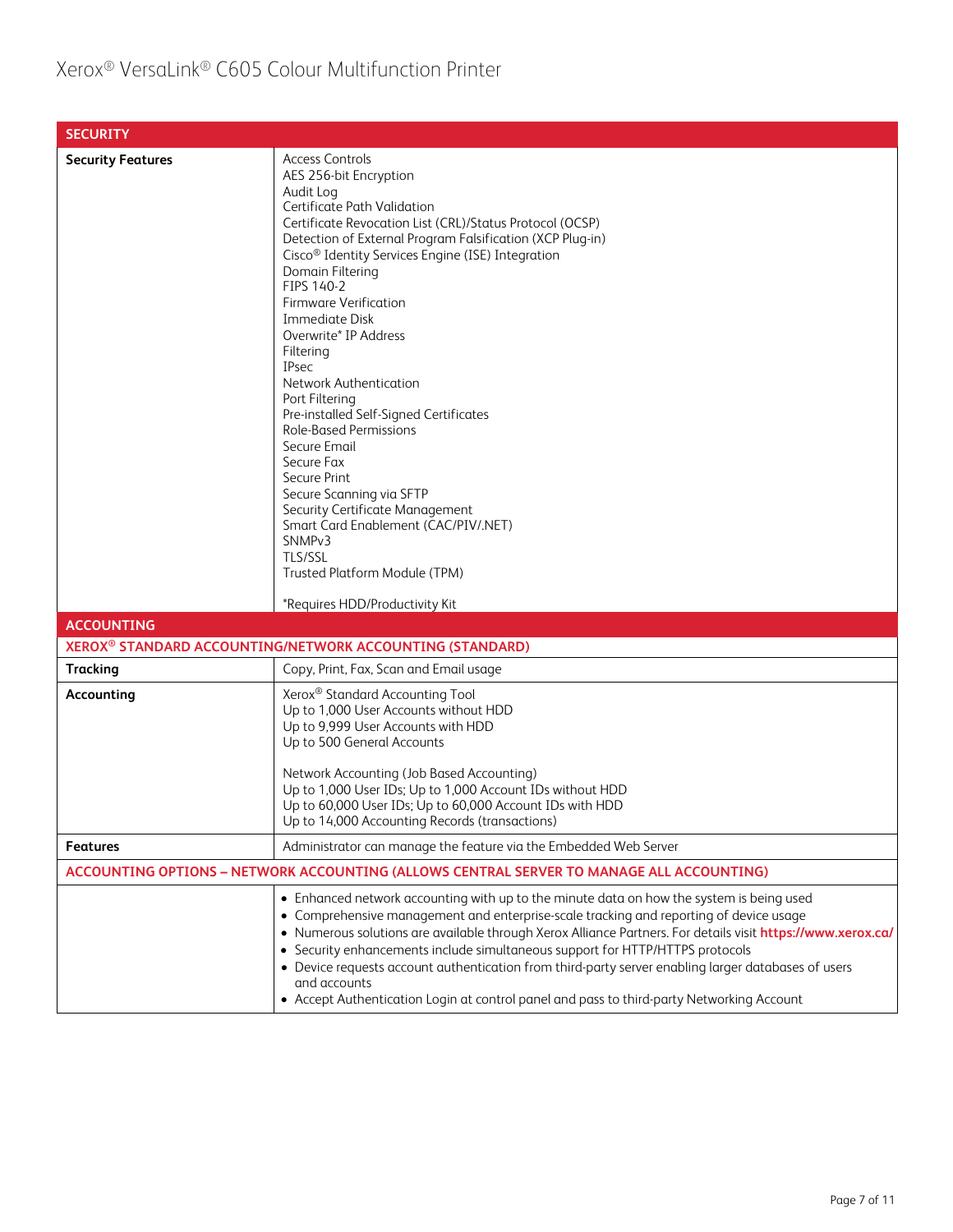| SECURITY | |
|---|---|
| **Security Features** | Access Controls<br>AES 256-bit Encryption<br>Audit Log<br>Certificate Path Validation<br>Certificate Revocation List (CRL)/Status Protocol (OCSP)<br>Detection of External Program Falsification (XCP Plug-in)<br>Cisco® Identity Services Engine (ISE) Integration<br>Domain Filtering<br>FIPS 140-2<br>Firmware Verification<br>Immediate Disk<br>Overwrite* IP Address<br>Filtering<br>IPsec<br>Network Authentication<br>Port Filtering<br>Pre-installed Self-Signed Certificates<br>Role-Based Permissions<br>Secure Email<br>Secure Fax<br>Secure Print<br>Secure Scanning via SFTP<br>Security Certificate Management<br>Smart Card Enablement (CAC/PIV/.NET)<br>SNMPv3<br>TLS/SSL<br>Trusted Platform Module (TPM)<br><br>*Requires HDD/Productivity Kit |
| **ACCOUNTING** | |
| **XEROX® STANDARD ACCOUNTING/NETWORK ACCOUNTING (STANDARD)** | |
| **Tracking** | Copy, Print, Fax, Scan and Email usage |
| **Accounting** | Xerox® Standard Accounting Tool<br>Up to 1,000 User Accounts without HDD<br>Up to 9,999 User Accounts with HDD<br>Up to 500 General Accounts<br><br>Network Accounting (Job Based Accounting)<br>Up to 1,000 User IDs; Up to 1,000 Account IDs without HDD<br>Up to 60,000 User IDs; Up to 60,000 Account IDs with HDD<br>Up to 14,000 Accounting Records (transactions) |
| **Features** | Administrator can manage the feature via the Embedded Web Server |
| **ACCOUNTING OPTIONS – NETWORK ACCOUNTING (ALLOWS CENTRAL SERVER TO MANAGE ALL ACCOUNTING)** | |
| | • Enhanced network accounting with up to the minute data on how the system is being used<br>• Comprehensive management and enterprise-scale tracking and reporting of device usage<br>• Numerous solutions are available through Xerox Alliance Partners. For details visit **https://www.xerox.ca/**<br>• Security enhancements include simultaneous support for HTTP/HTTPS protocols<br>• Device requests account authentication from third-party server enabling larger databases of users and accounts<br>• Accept Authentication Login at control panel and pass to third-party Networking Account |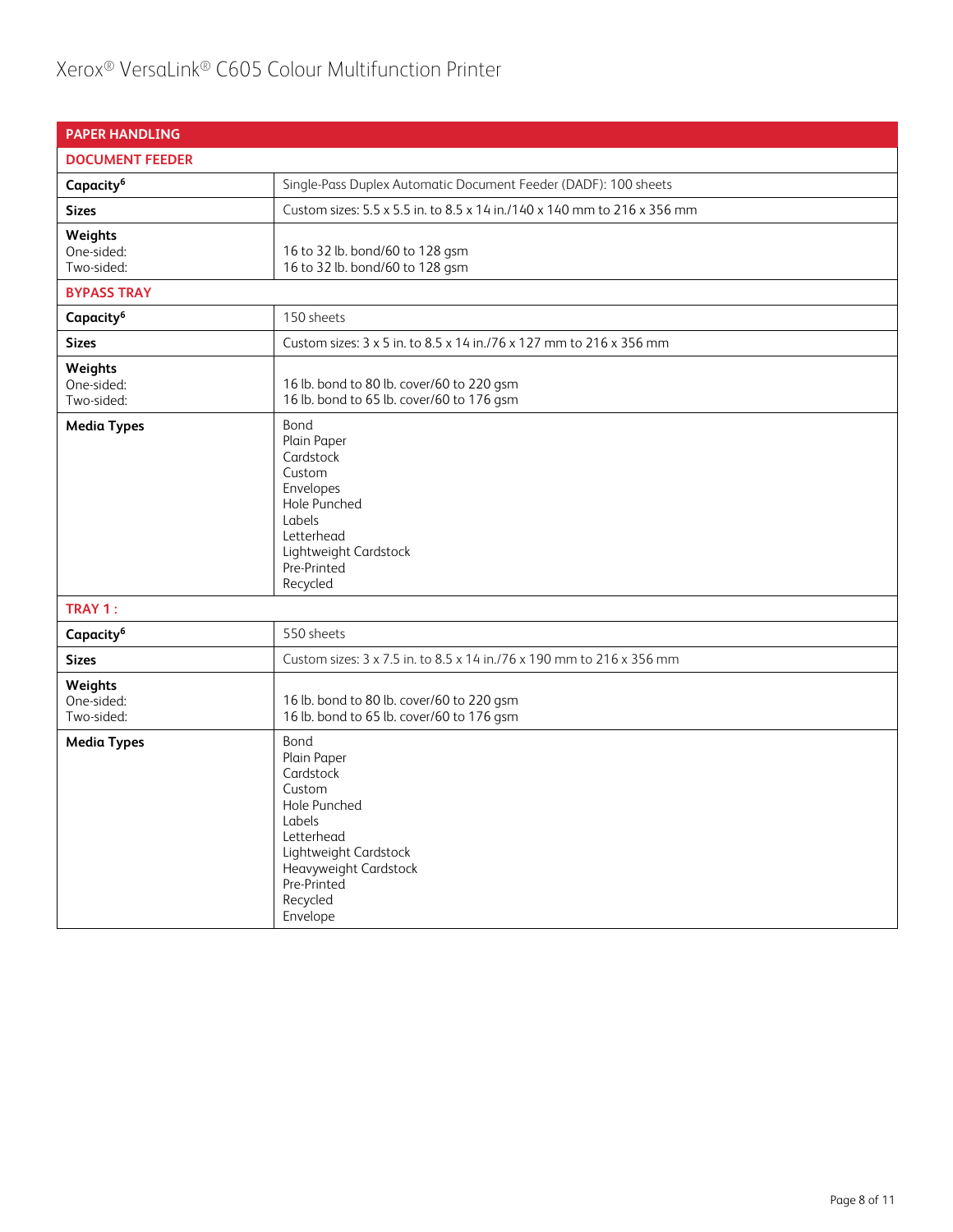| PAPER HANDLING | |
|---|---|
| **DOCUMENT FEEDER** | |
| **Capacity**[6] | Single-Pass Duplex Automatic Document Feeder (DADF): 100 sheets |
| **Sizes** | Custom sizes: 5.5 x 5.5 in. to 8.5 x 14 in./140 x 140 mm to 216 x 356 mm |
| **Weights**<br>One-sided:<br>Two-sided: | <br>16 to 32 lb. bond/60 to 128 gsm<br>16 to 32 lb. bond/60 to 128 gsm |
| **BYPASS TRAY** | |
| **Capacity**[6] | 150 sheets |
| **Sizes** | Custom sizes: 3 x 5 in. to 8.5 x 14 in./76 x 127 mm to 216 x 356 mm |
| **Weights**<br>One-sided:<br>Two-sided: | <br>16 lb. bond to 80 lb. cover/60 to 220 gsm<br>16 lb. bond to 65 lb. cover/60 to 176 gsm |
| **Media Types** | Bond<br>Plain Paper<br>Cardstock<br>Custom<br>Envelopes<br>Hole Punched<br>Labels<br>Letterhead<br>Lightweight Cardstock<br>Pre-Printed<br>Recycled |
| **TRAY 1 :** | |
| **Capacity**[6] | 550 sheets |
| **Sizes** | Custom sizes: 3 x 7.5 in. to 8.5 x 14 in./76 x 190 mm to 216 x 356 mm |
| **Weights**<br>One-sided:<br>Two-sided: | <br>16 lb. bond to 80 lb. cover/60 to 220 gsm<br>16 lb. bond to 65 lb. cover/60 to 176 gsm |
| **Media Types** | Bond<br>Plain Paper<br>Cardstock<br>Custom<br>Hole Punched<br>Labels<br>Letterhead<br>Lightweight Cardstock<br>Heavyweight Cardstock<br>Pre-Printed<br>Recycled<br>Envelope |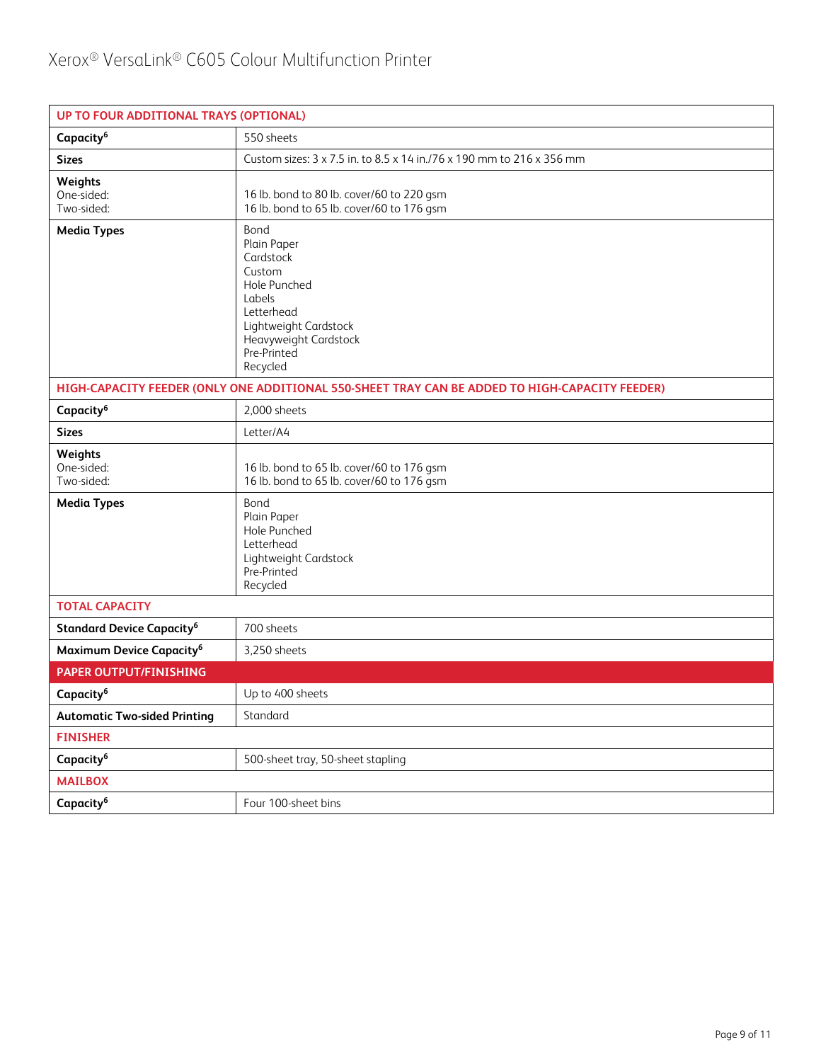| UP TO FOUR ADDITIONAL TRAYS (OPTIONAL) | |
|---|---|
| **Capacity**[6] | 550 sheets |
| **Sizes** | Custom sizes: 3 x 7.5 in. to 8.5 x 14 in./76 x 190 mm to 216 x 356 mm |
| **Weights**<br>One-sided:<br>Two-sided: | <br>16 lb. bond to 80 lb. cover/60 to 220 gsm<br>16 lb. bond to 65 lb. cover/60 to 176 gsm |
| **Media Types** | Bond<br>Plain Paper<br>Cardstock<br>Custom<br>Hole Punched<br>Labels<br>Letterhead<br>Lightweight Cardstock<br>Heavyweight Cardstock<br>Pre-Printed<br>Recycled |
| **HIGH-CAPACITY FEEDER (ONLY ONE ADDITIONAL 550-SHEET TRAY CAN BE ADDED TO HIGH-CAPACITY FEEDER)** | |
| **Capacity**[6] | 2,000 sheets |
| **Sizes** | Letter/A4 |
| **Weights**<br>One-sided:<br>Two-sided: | <br>16 lb. bond to 65 lb. cover/60 to 176 gsm<br>16 lb. bond to 65 lb. cover/60 to 176 gsm |
| **Media Types** | Bond<br>Plain Paper<br>Hole Punched<br>Letterhead<br>Lightweight Cardstock<br>Pre-Printed<br>Recycled |
| **TOTAL CAPACITY** | |
| **Standard Device Capacity**[6] | 700 sheets |
| **Maximum Device Capacity**[6] | 3,250 sheets |
| **PAPER OUTPUT/FINISHING** | |
| **Capacity**[6] | Up to 400 sheets |
| **Automatic Two-sided Printing** | Standard |
| **FINISHER** | |
| **Capacity**[6] | 500-sheet tray, 50-sheet stapling |
| **MAILBOX** | |
| **Capacity**[6] | Four 100-sheet bins |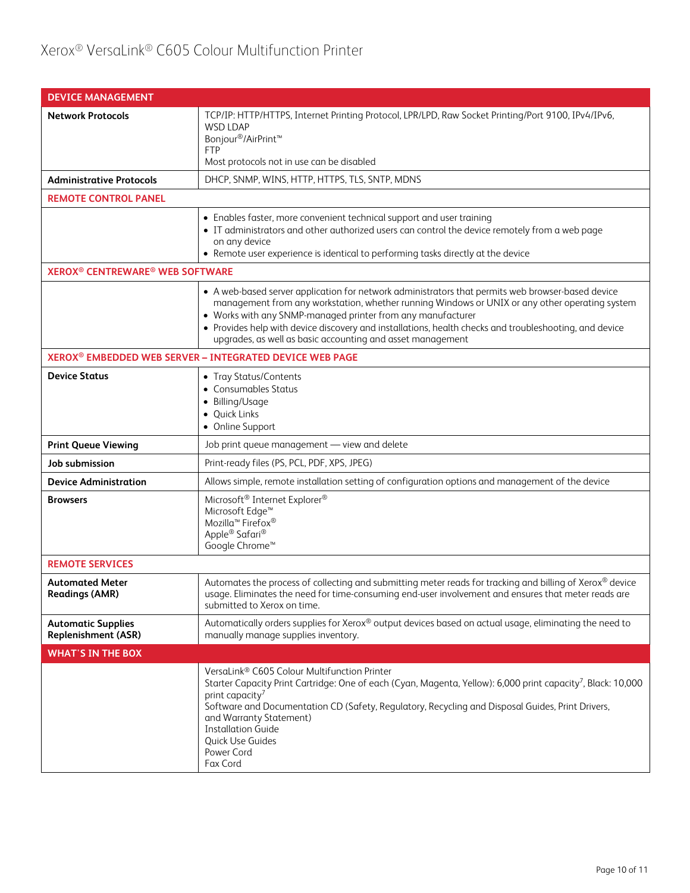# Xerox® VersaLink® C605 Colour Multifunction Printer

| DEVICE MANAGEMENT | |
|---|---|
| **Network Protocols** | TCP/IP: HTTP/HTTPS, Internet Printing Protocol, LPR/LPD, Raw Socket Printing/Port 9100, IPv4/IPv6, WSD LDAP<br>Bonjour®/AirPrint™<br>FTP<br>Most protocols not in use can be disabled |
| **Administrative Protocols** | DHCP, SNMP, WINS, HTTP, HTTPS, TLS, SNTP, MDNS |
| **REMOTE CONTROL PANEL** | |
| | • Enables faster, more convenient technical support and user training<br>• IT administrators and other authorized users can control the device remotely from a web page on any device<br>• Remote user experience is identical to performing tasks directly at the device |
| **XEROX® CENTREWARE® WEB SOFTWARE** | |
| | • A web-based server application for network administrators that permits web browser-based device management from any workstation, whether running Windows or UNIX or any other operating system<br>• Works with any SNMP-managed printer from any manufacturer<br>• Provides help with device discovery and installations, health checks and troubleshooting, and device upgrades, as well as basic accounting and asset management |
| **XEROX® EMBEDDED WEB SERVER – INTEGRATED DEVICE WEB PAGE** | |
| **Device Status** | • Tray Status/Contents<br>• Consumables Status<br>• Billing/Usage<br>• Quick Links<br>• Online Support |
| **Print Queue Viewing** | Job print queue management — view and delete |
| **Job submission** | Print-ready files (PS, PCL, PDF, XPS, JPEG) |
| **Device Administration** | Allows simple, remote installation setting of configuration options and management of the device |
| **Browsers** | Microsoft® Internet Explorer®<br>Microsoft Edge™<br>Mozilla™ Firefox®<br>Apple® Safari®<br>Google Chrome™ |
| **REMOTE SERVICES** | |
| **Automated Meter Readings (AMR)** | Automates the process of collecting and submitting meter reads for tracking and billing of Xerox® device usage. Eliminates the need for time-consuming end-user involvement and ensures that meter reads are submitted to Xerox on time. |
| **Automatic Supplies Replenishment (ASR)** | Automatically orders supplies for Xerox® output devices based on actual usage, eliminating the need to manually manage supplies inventory. |
| **WHAT'S IN THE BOX** | |
| | VersaLink® C605 Colour Multifunction Printer<br>Starter Capacity Print Cartridge: One of each (Cyan, Magenta, Yellow): 6,000 print capacity[7], Black: 10,000 print capacity[7]<br>Software and Documentation CD (Safety, Regulatory, Recycling and Disposal Guides, Print Drivers, and Warranty Statement)<br>Installation Guide<br>Quick Use Guides<br>Power Cord<br>Fax Cord |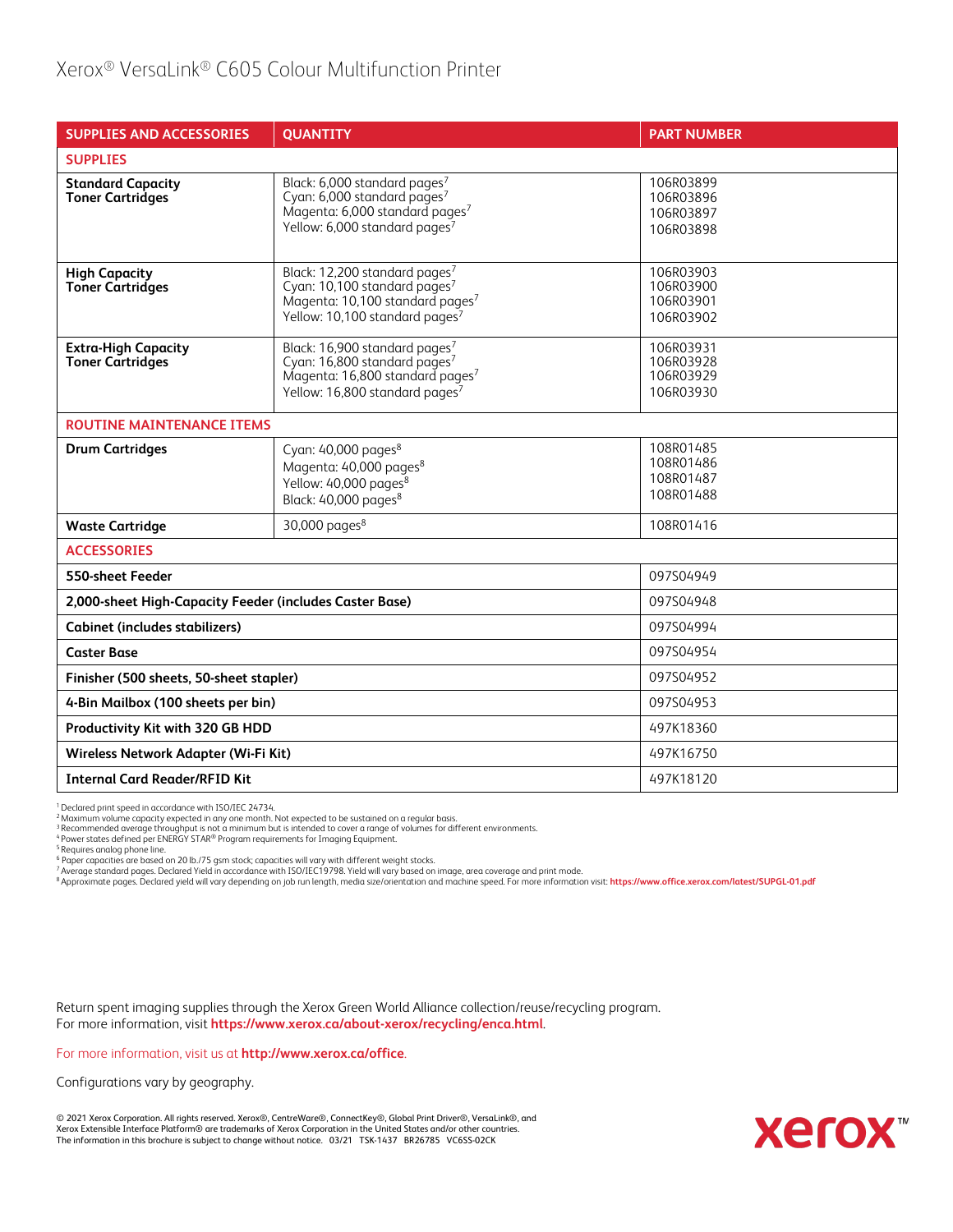# Xerox® VersaLink® C605 Colour Multifunction Printer

| SUPPLIES AND ACCESSORIES | QUANTITY | PART NUMBER |
|---|---|---|
| **SUPPLIES** | | |
| **Standard Capacity Toner Cartridges** | Black: 6,000 standard pages[7]<br>Cyan: 6,000 standard pages[7]<br>Magenta: 6,000 standard pages[7]<br>Yellow: 6,000 standard pages[7] | 106R03899<br>106R03896<br>106R03897<br>106R03898 |
| **High Capacity Toner Cartridges** | Black: 12,200 standard pages[7]<br>Cyan: 10,100 standard pages[7]<br>Magenta: 10,100 standard pages[7]<br>Yellow: 10,100 standard pages[7] | 106R03903<br>106R03900<br>106R03901<br>106R03902 |
| **Extra-High Capacity Toner Cartridges** | Black: 16,900 standard pages[7]<br>Cyan: 16,800 standard pages[7]<br>Magenta: 16,800 standard pages[7]<br>Yellow: 16,800 standard pages[7] | 106R03931<br>106R03928<br>106R03929<br>106R03930 |
| **ROUTINE MAINTENANCE ITEMS** | | |
| **Drum Cartridges** | Cyan: 40,000 pages[8]<br>Magenta: 40,000 pages[8]<br>Yellow: 40,000 pages[8]<br>Black: 40,000 pages[8] | 108R01485<br>108R01486<br>108R01487<br>108R01488 |
| **Waste Cartridge** | 30,000 pages[8] | 108R01416 |
| **ACCESSORIES** | | |
| **550-sheet Feeder** | | 097S04949 |
| **2,000-sheet High-Capacity Feeder (includes Caster Base)** | | 097S04948 |
| **Cabinet (includes stabilizers)** | | 097S04994 |
| **Caster Base** | | 097S04954 |
| **Finisher (500 sheets, 50-sheet stapler)** | | 097S04952 |
| **4-Bin Mailbox (100 sheets per bin)** | | 097S04953 |
| **Productivity Kit with 320 GB HDD** | | 497K18360 |
| **Wireless Network Adapter (Wi-Fi Kit)** | | 497K16750 |
| **Internal Card Reader/RFID Kit** | | 497K18120 |

[1] Declared print speed in accordance with ISO/IEC 24734.
[2] Maximum volume capacity expected in any one month. Not expected to be sustained on a regular basis.
[3] Recommended average throughput is not a minimum but is intended to cover a range of volumes for different environments.
[4] Power states defined per ENERGY STAR® Program requirements for Imaging Equipment.
[5] Requires analog phone line.
[6] Paper capacities are based on 20 lb./75 gsm stock; capacities will vary with different weight stocks.
[7] Average standard pages. Declared Yield in accordance with ISO/IEC19798. Yield will vary based on image, area coverage and print mode.
[8] Approximate pages. Declared yield will vary depending on job run length, media size/orientation and machine speed. For more information visit: **https://www.office.xerox.com/latest/SUPGL-01.pdf**

Return spent imaging supplies through the Xerox Green World Alliance collection/reuse/recycling program. For more information, visit **https://www.xerox.ca/about-xerox/recycling/enca.html**.

For more information, visit us at **http://www.xerox.ca/office**.

Configurations vary by geography.

© 2021 Xerox Corporation. All rights reserved. Xerox®, CentreWare®, ConnectKey®, Global Print Driver®, VersaLink®, and Xerox Extensible Interface Platform® are trademarks of Xerox Corporation in the United States and/or other countries. The information in this brochure is subject to change without notice. 03/21 TSK-1437 BR26785 VC6SS-02CK

xerox™